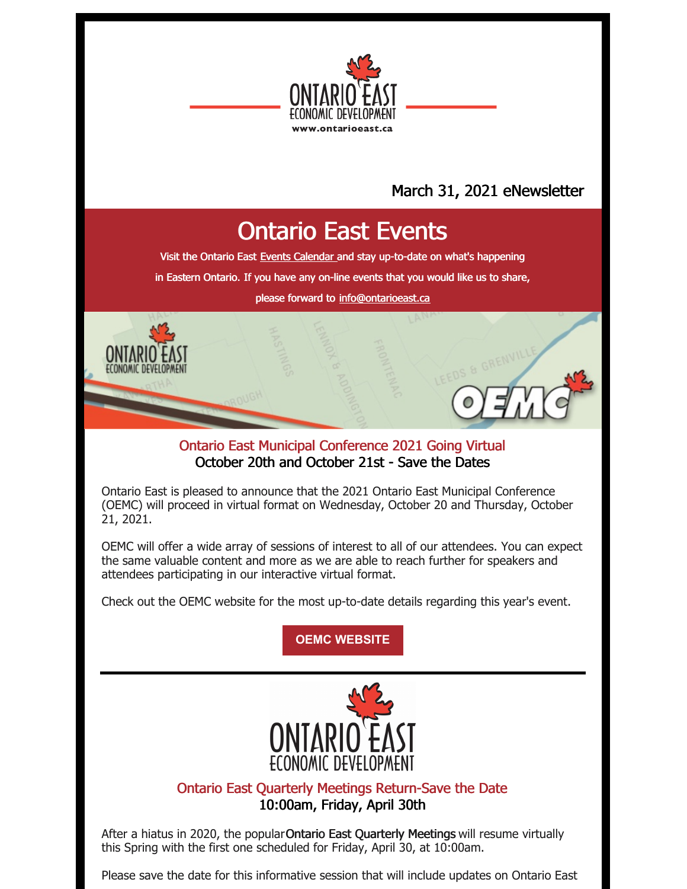March 31, 2021 eNewsletter

# Ontario East Events

Visit the Ontario East Events Calendar and stay up-to-date on what's happening in Eastern Ontario. If you have any on-line events that you would like us to share, please forward to info@ontarioeast.ca

## Ontario East Municipal Conference 2021 Going Virtual

**October 20th and October 21st - Save the Dates**

Ontario East is pleased to announce that the 2021 Ontario East Municipal Conference (OEMC) will proceed in virtual format on Wednesday, October 20 and Thursday, October 21, 2021.

OEMC will offer a wide array of sessions of interest to all of our attendees. You can expect the same valuable content and more as we are able to reach further for speakers and attendees participating in our interactive virtual format.

Check out the OEMC website for the most up-to-date details regarding this year's event.

**OEMC WEBSITE**

---

## Ontario East Quarterly Meetings Return-Save the Date

**10:00am, Friday, April 30th**

After a hiatus in 2020, the popular **Ontario East Quarterly Meetings** will resume virtually this Spring with the first one scheduled for Friday, April 30, at 10:00am.

Please save the date for this informative session that will include updates on Ontario East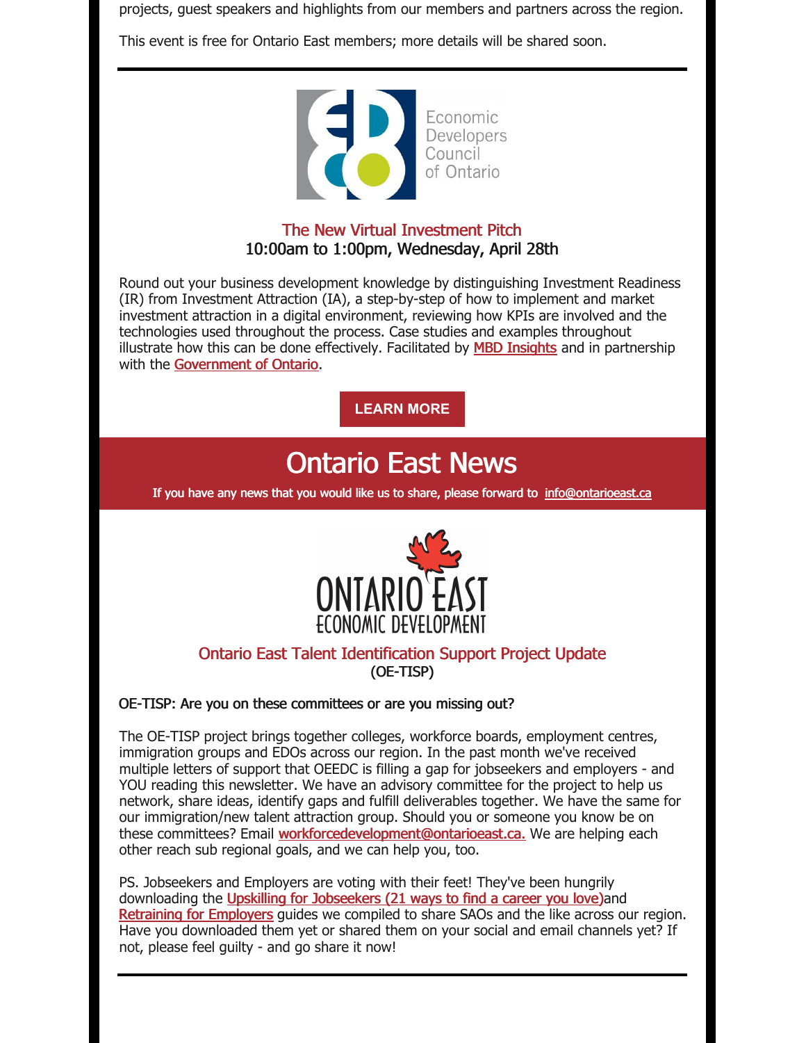projects, guest speakers and highlights from our members and partners across the region.

This event is free for Ontario East members; more details will be shared soon.

---

Economic Developers Council of Ontario

### The New Virtual Investment Pitch

10:00am to 1:00pm, Wednesday, April 28th

Round out your business development knowledge by distinguishing Investment Readiness (IR) from Investment Attraction (IA), a step-by-step of how to implement and market investment attraction in a digital environment, reviewing how KPIs are involved and the technologies used throughout the process. Case studies and examples throughout illustrate how this can be done effectively. Facilitated by MBD Insights and in partnership with the Government of Ontario.

**LEARN MORE**

# Ontario East News

**If you have any news that you would like us to share, please forward to info@ontarioeast.ca**

ONTARIO EAST ECONOMIC DEVELOPMENT

### Ontario East Talent Identification Support Project Update

(OE-TISP)

OE-TISP: Are you on these committees or are you missing out?

The OE-TISP project brings together colleges, workforce boards, employment centres, immigration groups and EDOs across our region. In the past month we've received multiple letters of support that OEEDC is filling a gap for jobseekers and employers - and YOU reading this newsletter. We have an advisory committee for the project to help us network, share ideas, identify gaps and fulfill deliverables together. We have the same for our immigration/new talent attraction group. Should you or someone you know be on these committees? Email workforcedevelopment@ontarioeast.ca. We are helping each other reach sub regional goals, and we can help you, too.

PS. Jobseekers and Employers are voting with their feet! They've been hungrily downloading the Upskilling for Jobseekers (21 ways to find a career you love)and Retraining for Employers guides we compiled to share SAOs and the like across our region. Have you downloaded them yet or shared them on your social and email channels yet? If not, please feel guilty - and go share it now!

---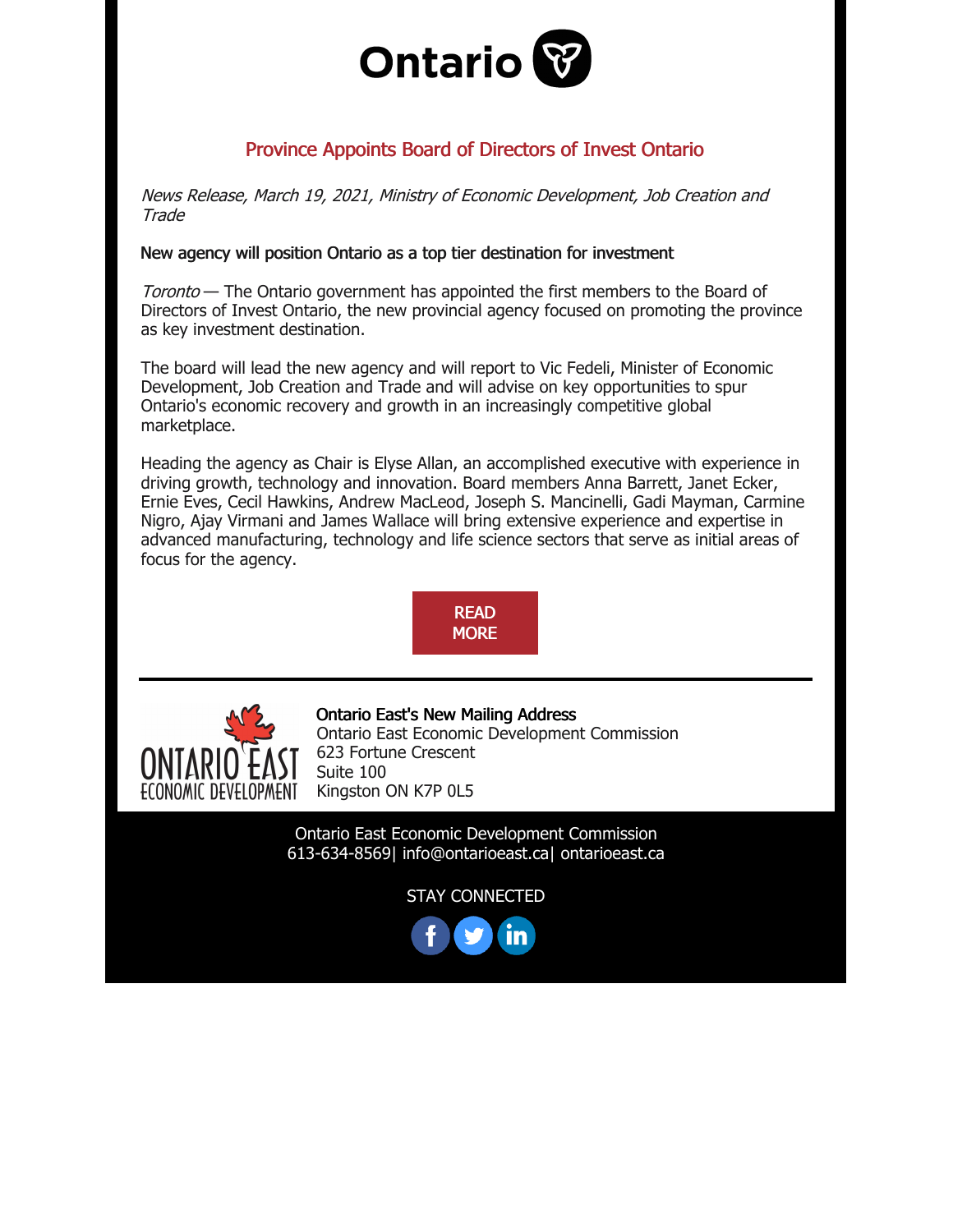Ontario

## Province Appoints Board of Directors of Invest Ontario

*News Release, March 19, 2021, Ministry of Economic Development, Job Creation and Trade*

New agency will position Ontario as a top tier destination for investment

*Toronto* — The Ontario government has appointed the first members to the Board of Directors of Invest Ontario, the new provincial agency focused on promoting the province as key investment destination.

The board will lead the new agency and will report to Vic Fedeli, Minister of Economic Development, Job Creation and Trade and will advise on key opportunities to spur Ontario's economic recovery and growth in an increasingly competitive global marketplace.

Heading the agency as Chair is Elyse Allan, an accomplished executive with experience in driving growth, technology and innovation. Board members Anna Barrett, Janet Ecker, Ernie Eves, Cecil Hawkins, Andrew MacLeod, Joseph S. Mancinelli, Gadi Mayman, Carmine Nigro, Ajay Virmani and James Wallace will bring extensive experience and expertise in advanced manufacturing, technology and life science sectors that serve as initial areas of focus for the agency.

READ MORE

---

ONTARIO EAST ECONOMIC DEVELOPMENT

**Ontario East's New Mailing Address**
Ontario East Economic Development Commission
623 Fortune Crescent
Suite 100
Kingston ON K7P 0L5

Ontario East Economic Development Commission
613-634-8569| info@ontarioeast.ca| ontarioeast.ca

STAY CONNECTED